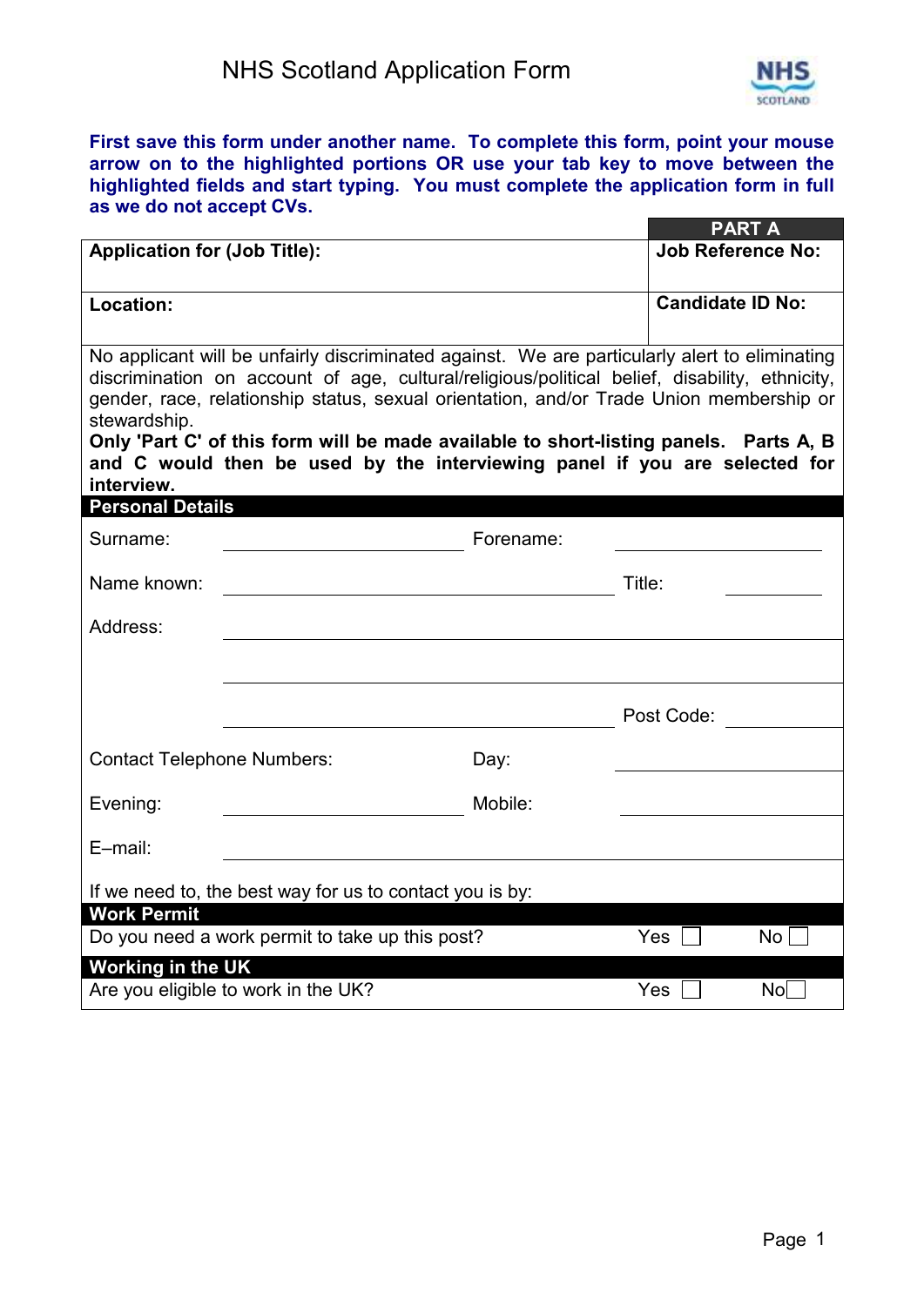# NHS Scotland Application Form

**First save this form under another name. To complete this form, point your mouse arrow on to the highlighted portions OR use your tab key to move between the highlighted fields and start typing. You must complete the application form in full as we do not accept CVs.**

| | **PART A** |
|---|---|
| **Application for (Job Title):** | **Job Reference No:** |
| **Location:** | **Candidate ID No:** |

No applicant will be unfairly discriminated against. We are particularly alert to eliminating discrimination on account of age, cultural/religious/political belief, disability, ethnicity, gender, race, relationship status, sexual orientation, and/or Trade Union membership or stewardship.

**Only 'Part C' of this form will be made available to short-listing panels. Parts A, B and C would then be used by the interviewing panel if you are selected for interview.**

## Personal Details

Surname: ____________________ Forename: ____________________

Name known: ________________________________ Title: __________

Address: ______________________________________________

______________________________________________

________________________________ Post Code: __________

Contact Telephone Numbers: Day: ____________________

Evening: ____________________ Mobile: ____________________

E–mail: ______________________________________________

If we need to, the best way for us to contact you is by:

## Work Permit

Do you need a work permit to take up this post? Yes ☐ No ☐

## Working in the UK

Are you eligible to work in the UK? Yes ☐ No ☐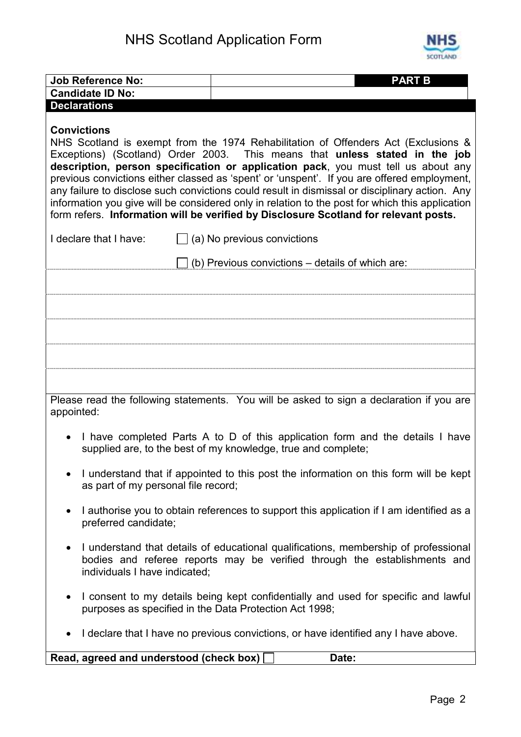# NHS Scotland Application Form

| Job Reference No: | | PART B |
|---|---|---|
| Candidate ID No: | | |

## Declarations

**Convictions**

NHS Scotland is exempt from the 1974 Rehabilitation of Offenders Act (Exclusions & Exceptions) (Scotland) Order 2003. This means that **unless stated in the job description, person specification or application pack**, you must tell us about any previous convictions either classed as 'spent' or 'unspent'. If you are offered employment, any failure to disclose such convictions could result in dismissal or disciplinary action. Any information you give will be considered only in relation to the post for which this application form refers. **Information will be verified by Disclosure Scotland for relevant posts.**

I declare that I have:

☐ (a) No previous convictions

☐ (b) Previous convictions – details of which are:

Please read the following statements. You will be asked to sign a declaration if you are appointed:

- I have completed Parts A to D of this application form and the details I have supplied are, to the best of my knowledge, true and complete;
- I understand that if appointed to this post the information on this form will be kept as part of my personal file record;
- I authorise you to obtain references to support this application if I am identified as a preferred candidate;
- I understand that details of educational qualifications, membership of professional bodies and referee reports may be verified through the establishments and individuals I have indicated;
- I consent to my details being kept confidentially and used for specific and lawful purposes as specified in the Data Protection Act 1998;
- I declare that I have no previous convictions, or have identified any I have above.

**Read, agreed and understood (check box)** ☐ **Date:**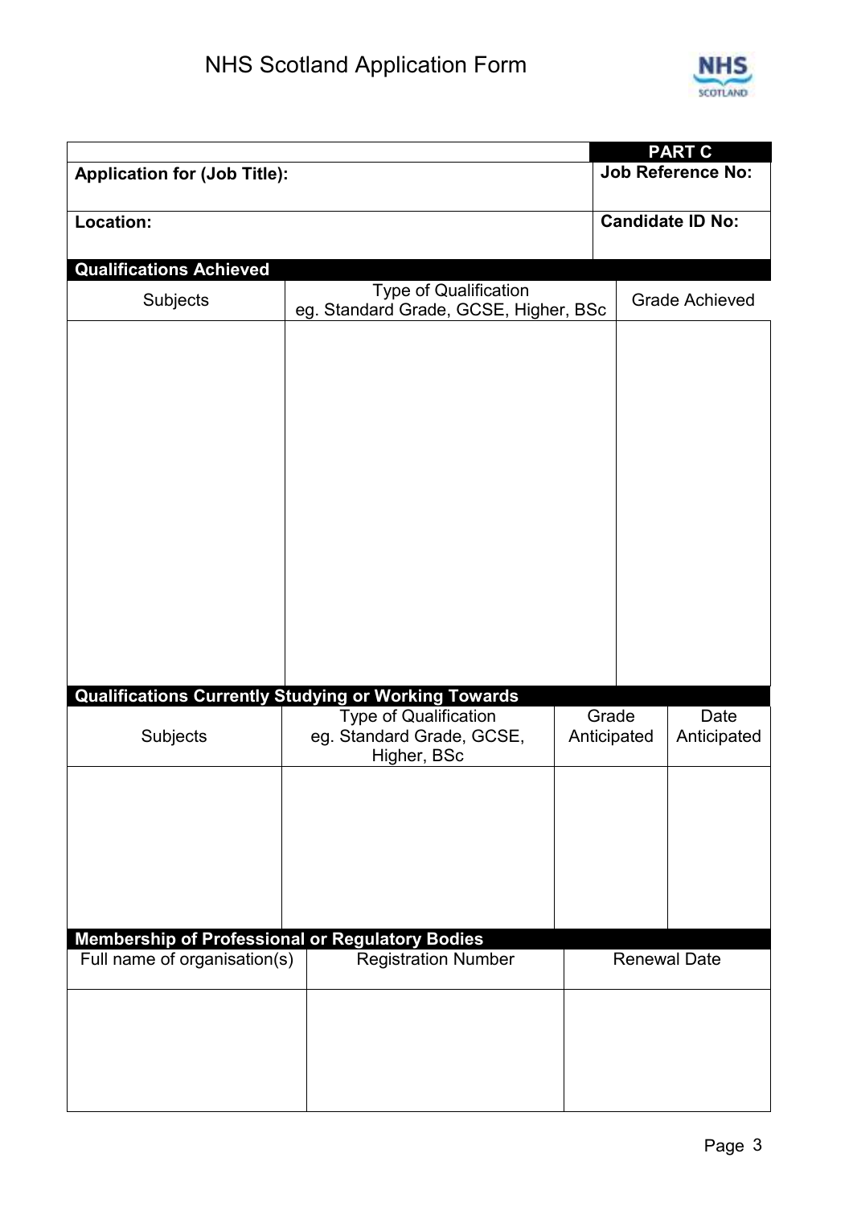# NHS Scotland Application Form

| | **PART C** |
|---|---|
| **Application for (Job Title):** | **Job Reference No:** |
| **Location:** | **Candidate ID No:** |

**Qualifications Achieved**

| Subjects | Type of Qualification eg. Standard Grade, GCSE, Higher, BSc | Grade Achieved |
|---|---|---|
| | | |

**Qualifications Currently Studying or Working Towards**

| Subjects | Type of Qualification eg. Standard Grade, GCSE, Higher, BSc | Grade Anticipated | Date Anticipated |
|---|---|---|---|
| | | | |

**Membership of Professional or Regulatory Bodies**

| Full name of organisation(s) | Registration Number | Renewal Date |
|---|---|---|
| | | |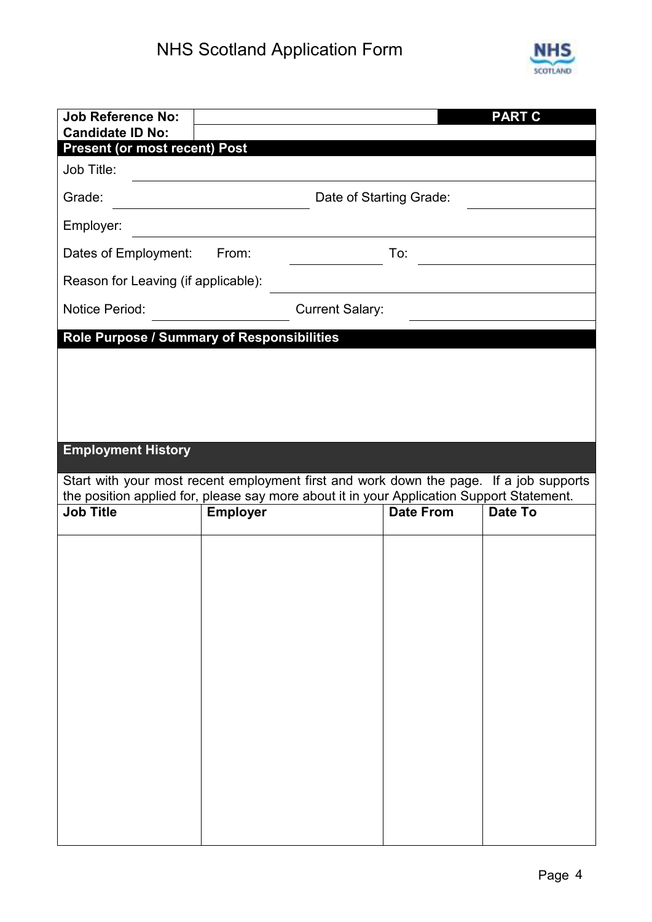# NHS Scotland Application Form

| Job Reference No: | | PART C |
|---|---|---|
| Candidate ID No: | | |

## Present (or most recent) Post

Job Title:

Grade: Date of Starting Grade:

Employer:

Dates of Employment: From: To:

Reason for Leaving (if applicable):

Notice Period: Current Salary:

## Role Purpose / Summary of Responsibilities

## Employment History

Start with your most recent employment first and work down the page. If a job supports the position applied for, please say more about it in your Application Support Statement.

| Job Title | Employer | Date From | Date To |
|---|---|---|---|
| | | | |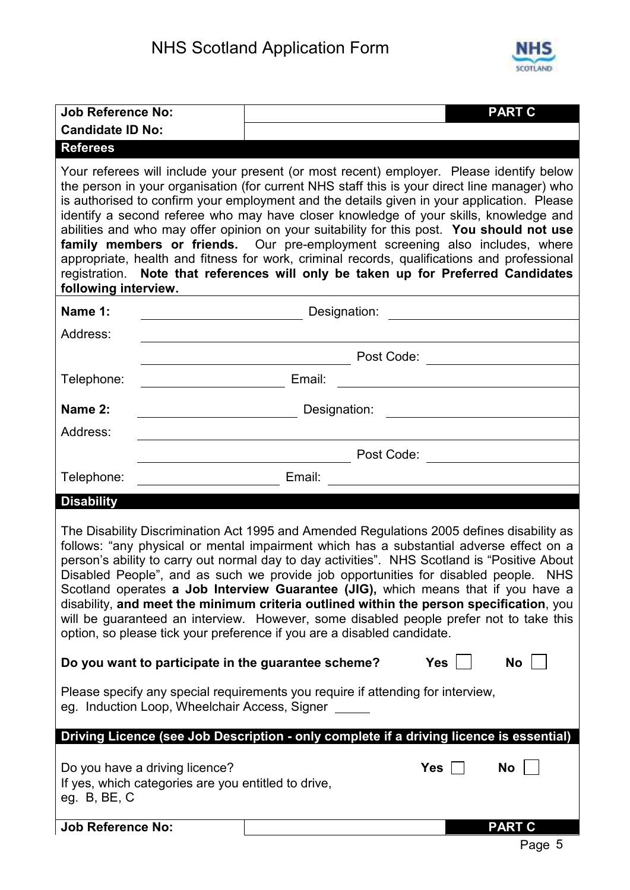# NHS Scotland Application Form

| Job Reference No: | | PART C |
|---|---|---|
| Candidate ID No: | | |

## Referees

Your referees will include your present (or most recent) employer. Please identify below the person in your organisation (for current NHS staff this is your direct line manager) who is authorised to confirm your employment and the details given in your application. Please identify a second referee who may have closer knowledge of your skills, knowledge and abilities and who may offer opinion on your suitability for this post. **You should not use family members or friends.** Our pre-employment screening also includes, where appropriate, health and fitness for work, criminal records, qualifications and professional registration. **Note that references will only be taken up for Preferred Candidates following interview.**

**Name 1:** ____________________ Designation: ____________________

Address: ________________________________________

________________________ Post Code: ____________

Telephone: ____________________ Email: ____________________

**Name 2:** ____________________ Designation: ____________________

Address: ________________________________________

________________________ Post Code: ____________

Telephone: ____________________ Email: ____________________

## Disability

The Disability Discrimination Act 1995 and Amended Regulations 2005 defines disability as follows: "any physical or mental impairment which has a substantial adverse effect on a person's ability to carry out normal day to day activities". NHS Scotland is "Positive About Disabled People", and as such we provide job opportunities for disabled people. NHS Scotland operates **a Job Interview Guarantee (JIG),** which means that if you have a disability, **and meet the minimum criteria outlined within the person specification**, you will be guaranteed an interview. However, some disabled people prefer not to take this option, so please tick your preference if you are a disabled candidate.

**Do you want to participate in the guarantee scheme?** **Yes** ☐ **No** ☐

Please specify any special requirements you require if attending for interview, eg. Induction Loop, Wheelchair Access, Signer _____

## Driving Licence (see Job Description - only complete if a driving licence is essential)

Do you have a driving licence? **Yes** ☐ **No** ☐

If yes, which categories are you entitled to drive, eg. B, BE, C

| Job Reference No: | | PART C |
|---|---|---|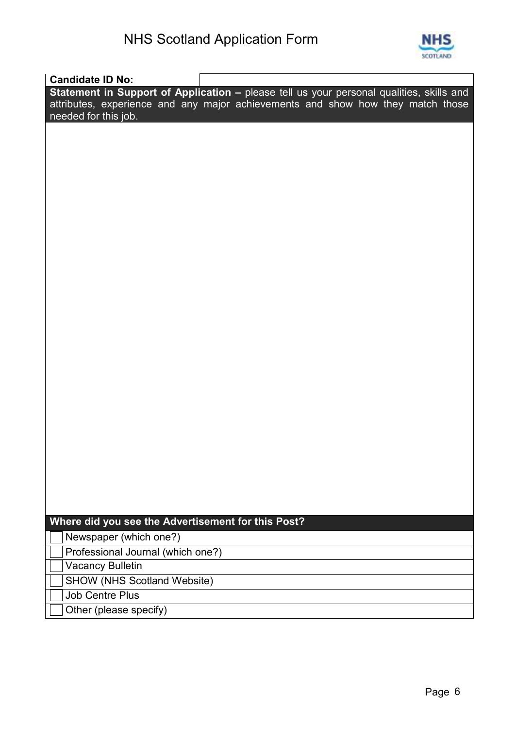# NHS Scotland Application Form

| **Candidate ID No:** | |
|---|---|

**Statement in Support of Application –** please tell us your personal qualities, skills and attributes, experience and any major achievements and show how they match those needed for this job.

| |
|---|
| |

**Where did you see the Advertisement for this Post?**

- [ ] Newspaper (which one?)
- [ ] Professional Journal (which one?)
- [ ] Vacancy Bulletin
- [ ] SHOW (NHS Scotland Website)
- [ ] Job Centre Plus
- [ ] Other (please specify)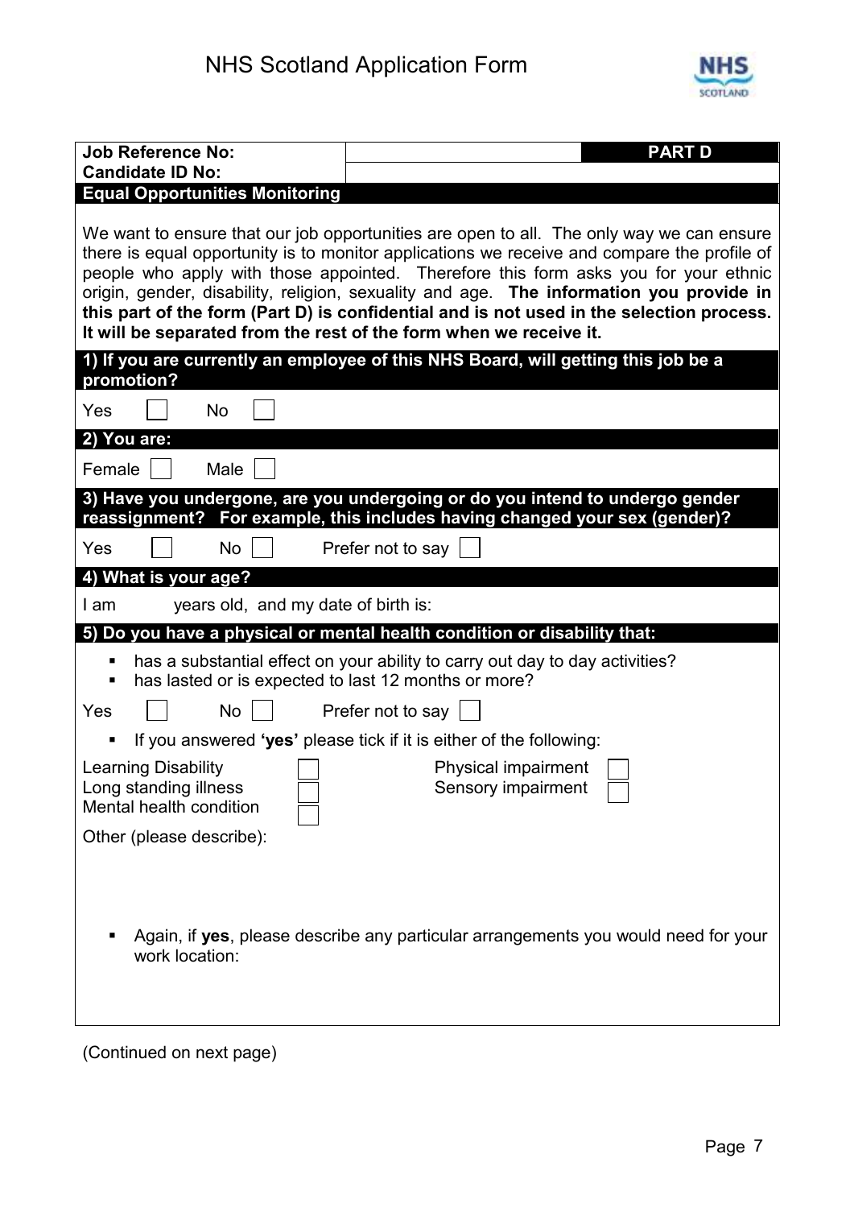# NHS Scotland Application Form

| Job Reference No: | | **PART D** |
|---|---|---|
| **Candidate ID No:** | | |

## Equal Opportunities Monitoring

We want to ensure that our job opportunities are open to all. The only way we can ensure there is equal opportunity is to monitor applications we receive and compare the profile of people who apply with those appointed. Therefore this form asks you for your ethnic origin, gender, disability, religion, sexuality and age. **The information you provide in this part of the form (Part D) is confidential and is not used in the selection process. It will be separated from the rest of the form when we receive it.**

### 1) If you are currently an employee of this NHS Board, will getting this job be a promotion?

Yes ☐ No ☐

### 2) You are:

Female ☐ Male ☐

### 3) Have you undergone, are you undergoing or do you intend to undergo gender reassignment? For example, this includes having changed your sex (gender)?

Yes ☐ No ☐ Prefer not to say ☐

### 4) What is your age?

I am years old, and my date of birth is:

### 5) Do you have a physical or mental health condition or disability that:

- has a substantial effect on your ability to carry out day to day activities?
- has lasted or is expected to last 12 months or more?

Yes ☐ No ☐ Prefer not to say ☐

- If you answered **'yes'** please tick if it is either of the following:

Learning Disability ☐
Long standing illness ☐
Mental health condition ☐
Physical impairment ☐
Sensory impairment ☐

Other (please describe):

- Again, if **yes**, please describe any particular arrangements you would need for your work location:

(Continued on next page)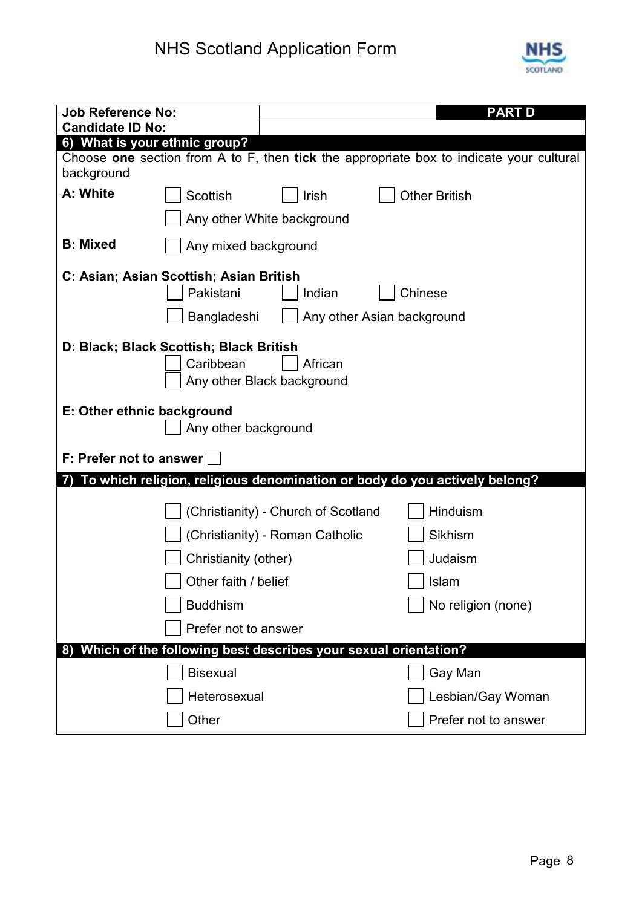# NHS Scotland Application Form

| | | |
|---|---|---|
| **Job Reference No:** | | **PART D** |
| **Candidate ID No:** | | |

## 6) What is your ethnic group?

Choose **one** section from A to F, then **tick** the appropriate box to indicate your cultural background

**A: White**

- ☐ Scottish
- ☐ Irish
- ☐ Other British
- ☐ Any other White background

**B: Mixed**

- ☐ Any mixed background

**C: Asian; Asian Scottish; Asian British**

- ☐ Pakistani
- ☐ Indian
- ☐ Chinese
- ☐ Bangladeshi
- ☐ Any other Asian background

**D: Black; Black Scottish; Black British**

- ☐ Caribbean
- ☐ African
- ☐ Any other Black background

**E: Other ethnic background**

- ☐ Any other background

**F: Prefer not to answer** ☐

## 7) To which religion, religious denomination or body do you actively belong?

- ☐ (Christianity) - Church of Scotland
- ☐ Hinduism
- ☐ (Christianity) - Roman Catholic
- ☐ Sikhism
- ☐ Christianity (other)
- ☐ Judaism
- ☐ Other faith / belief
- ☐ Islam
- ☐ Buddhism
- ☐ No religion (none)
- ☐ Prefer not to answer

## 8) Which of the following best describes your sexual orientation?

- ☐ Bisexual
- ☐ Gay Man
- ☐ Heterosexual
- ☐ Lesbian/Gay Woman
- ☐ Other
- ☐ Prefer not to answer